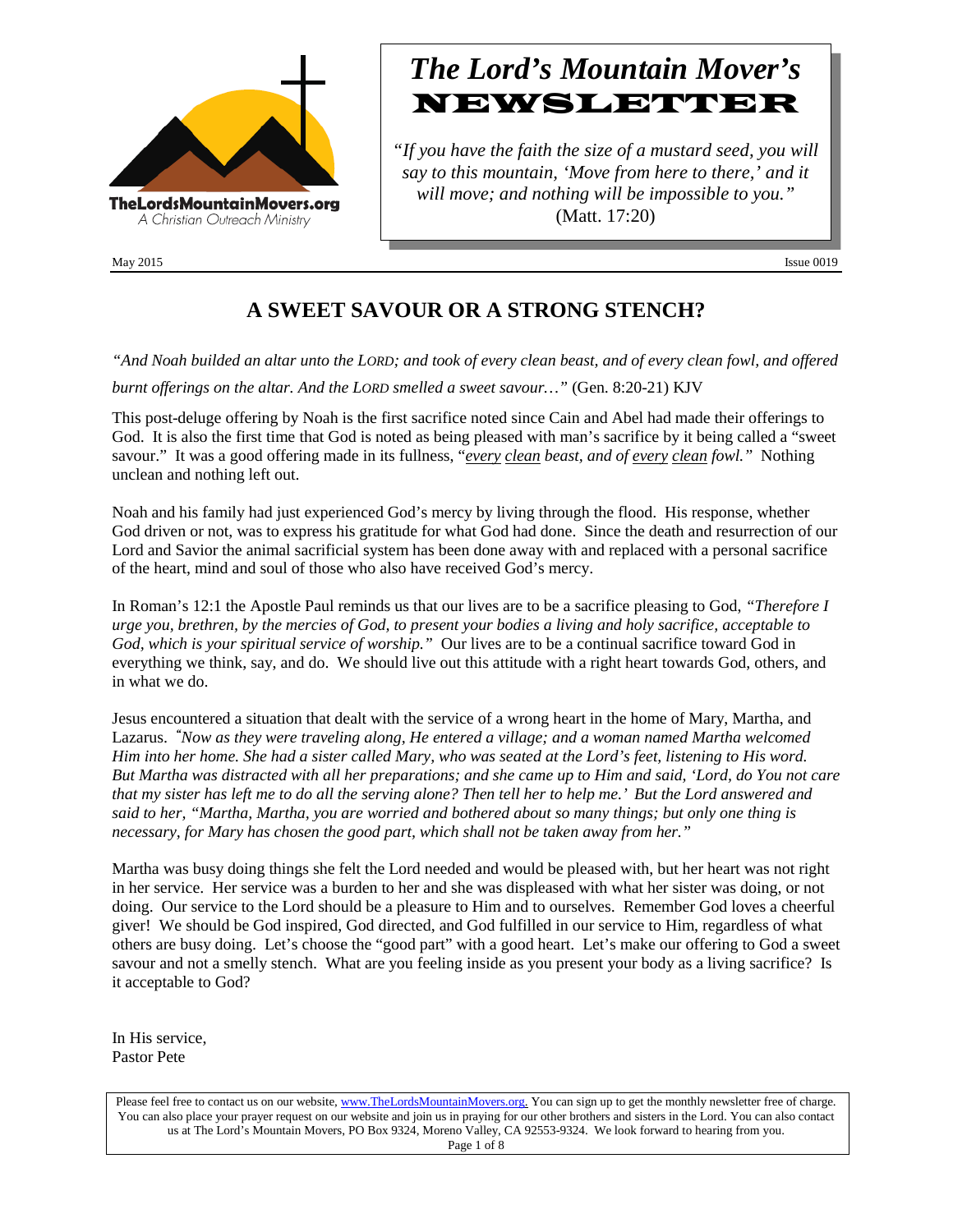TheLordsMountainMovers.org
A Christian Outreach Ministry

# *The Lord's Mountain Mover's* NEWSLETTER

*"If you have the faith the size of a mustard seed, you will say to this mountain, 'Move from here to there,' and it will move; and nothing will be impossible to you."* (Matt. 17:20)

May 2015 Issue 0019

## A SWEET SAVOUR OR A STRONG STENCH?

*"And Noah builded an altar unto the LORD; and took of every clean beast, and of every clean fowl, and offered burnt offerings on the altar. And the LORD smelled a sweet savour…"* (Gen. 8:20-21) KJV

This post-deluge offering by Noah is the first sacrifice noted since Cain and Abel had made their offerings to God. It is also the first time that God is noted as being pleased with man's sacrifice by it being called a "sweet savour." It was a good offering made in its fullness, "*every clean beast, and of every clean fowl."* Nothing unclean and nothing left out.

Noah and his family had just experienced God's mercy by living through the flood. His response, whether God driven or not, was to express his gratitude for what God had done. Since the death and resurrection of our Lord and Savior the animal sacrificial system has been done away with and replaced with a personal sacrifice of the heart, mind and soul of those who also have received God's mercy.

In Roman's 12:1 the Apostle Paul reminds us that our lives are to be a sacrifice pleasing to God, *"Therefore I urge you, brethren, by the mercies of God, to present your bodies a living and holy sacrifice, acceptable to God, which is your spiritual service of worship."* Our lives are to be a continual sacrifice toward God in everything we think, say, and do. We should live out this attitude with a right heart towards God, others, and in what we do.

Jesus encountered a situation that dealt with the service of a wrong heart in the home of Mary, Martha, and Lazarus. *"Now as they were traveling along, He entered a village; and a woman named Martha welcomed Him into her home. She had a sister called Mary, who was seated at the Lord's feet, listening to His word. But Martha was distracted with all her preparations; and she came up to Him and said, 'Lord, do You not care that my sister has left me to do all the serving alone? Then tell her to help me.' But the Lord answered and said to her, "Martha, Martha, you are worried and bothered about so many things; but only one thing is necessary, for Mary has chosen the good part, which shall not be taken away from her."*

Martha was busy doing things she felt the Lord needed and would be pleased with, but her heart was not right in her service. Her service was a burden to her and she was displeased with what her sister was doing, or not doing. Our service to the Lord should be a pleasure to Him and to ourselves. Remember God loves a cheerful giver! We should be God inspired, God directed, and God fulfilled in our service to Him, regardless of what others are busy doing. Let's choose the "good part" with a good heart. Let's make our offering to God a sweet savour and not a smelly stench. What are you feeling inside as you present your body as a living sacrifice? Is it acceptable to God?

In His service,
Pastor Pete

Please feel free to contact us on our website, www.TheLordsMountainMovers.org. You can sign up to get the monthly newsletter free of charge. You can also place your prayer request on our website and join us in praying for our other brothers and sisters in the Lord. You can also contact us at The Lord's Mountain Movers, PO Box 9324, Moreno Valley, CA 92553-9324. We look forward to hearing from you.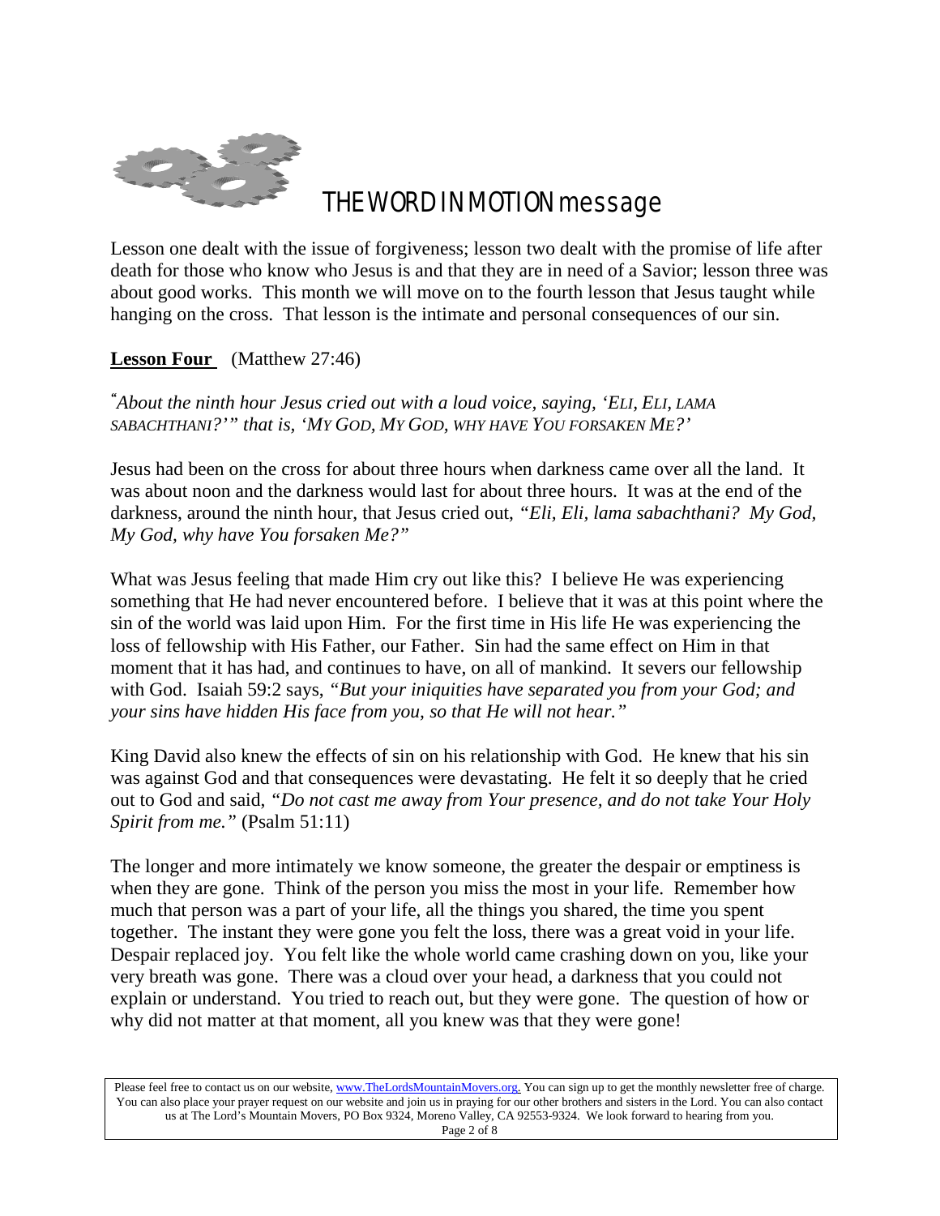# THE WORD IN MOTION message

Lesson one dealt with the issue of forgiveness; lesson two dealt with the promise of life after death for those who know who Jesus is and that they are in need of a Savior; lesson three was about good works. This month we will move on to the fourth lesson that Jesus taught while hanging on the cross. That lesson is the intimate and personal consequences of our sin.

**Lesson Four** (Matthew 27:46)

*"About the ninth hour Jesus cried out with a loud voice, saying, 'ELI, ELI, LAMA SABACHTHANI?'" that is, 'MY GOD, MY GOD, WHY HAVE YOU FORSAKEN ME?'*

Jesus had been on the cross for about three hours when darkness came over all the land. It was about noon and the darkness would last for about three hours. It was at the end of the darkness, around the ninth hour, that Jesus cried out, *"Eli, Eli, lama sabachthani? My God, My God, why have You forsaken Me?"*

What was Jesus feeling that made Him cry out like this? I believe He was experiencing something that He had never encountered before. I believe that it was at this point where the sin of the world was laid upon Him. For the first time in His life He was experiencing the loss of fellowship with His Father, our Father. Sin had the same effect on Him in that moment that it has had, and continues to have, on all of mankind. It severs our fellowship with God. Isaiah 59:2 says, *"But your iniquities have separated you from your God; and your sins have hidden His face from you, so that He will not hear."*

King David also knew the effects of sin on his relationship with God. He knew that his sin was against God and that consequences were devastating. He felt it so deeply that he cried out to God and said, *"Do not cast me away from Your presence, and do not take Your Holy Spirit from me."* (Psalm 51:11)

The longer and more intimately we know someone, the greater the despair or emptiness is when they are gone. Think of the person you miss the most in your life. Remember how much that person was a part of your life, all the things you shared, the time you spent together. The instant they were gone you felt the loss, there was a great void in your life. Despair replaced joy. You felt like the whole world came crashing down on you, like your very breath was gone. There was a cloud over your head, a darkness that you could not explain or understand. You tried to reach out, but they were gone. The question of how or why did not matter at that moment, all you knew was that they were gone!

Please feel free to contact us on our website, www.TheLordsMountainMovers.org. You can sign up to get the monthly newsletter free of charge. You can also place your prayer request on our website and join us in praying for our other brothers and sisters in the Lord. You can also contact us at The Lord's Mountain Movers, PO Box 9324, Moreno Valley, CA 92553-9324. We look forward to hearing from you.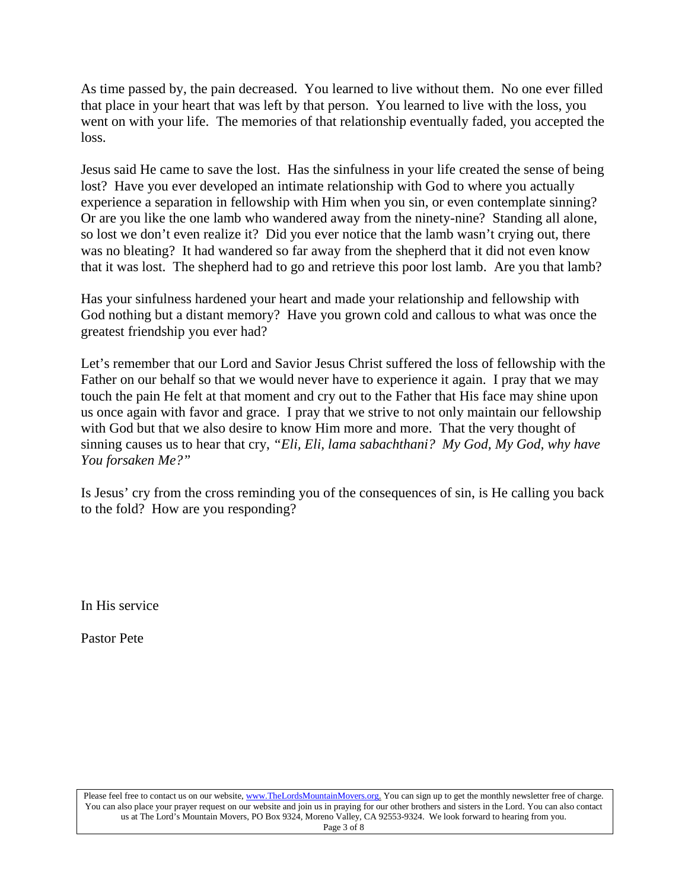As time passed by, the pain decreased. You learned to live without them. No one ever filled that place in your heart that was left by that person. You learned to live with the loss, you went on with your life. The memories of that relationship eventually faded, you accepted the loss.

Jesus said He came to save the lost. Has the sinfulness in your life created the sense of being lost? Have you ever developed an intimate relationship with God to where you actually experience a separation in fellowship with Him when you sin, or even contemplate sinning? Or are you like the one lamb who wandered away from the ninety-nine? Standing all alone, so lost we don't even realize it? Did you ever notice that the lamb wasn't crying out, there was no bleating? It had wandered so far away from the shepherd that it did not even know that it was lost. The shepherd had to go and retrieve this poor lost lamb. Are you that lamb?

Has your sinfulness hardened your heart and made your relationship and fellowship with God nothing but a distant memory? Have you grown cold and callous to what was once the greatest friendship you ever had?

Let's remember that our Lord and Savior Jesus Christ suffered the loss of fellowship with the Father on our behalf so that we would never have to experience it again. I pray that we may touch the pain He felt at that moment and cry out to the Father that His face may shine upon us once again with favor and grace. I pray that we strive to not only maintain our fellowship with God but that we also desire to know Him more and more. That the very thought of sinning causes us to hear that cry, *"Eli, Eli, lama sabachthani? My God, My God, why have You forsaken Me?"*

Is Jesus' cry from the cross reminding you of the consequences of sin, is He calling you back to the fold? How are you responding?

In His service

Pastor Pete

Please feel free to contact us on our website, www.TheLordsMountainMovers.org. You can sign up to get the monthly newsletter free of charge. You can also place your prayer request on our website and join us in praying for our other brothers and sisters in the Lord. You can also contact us at The Lord's Mountain Movers, PO Box 9324, Moreno Valley, CA 92553-9324. We look forward to hearing from you.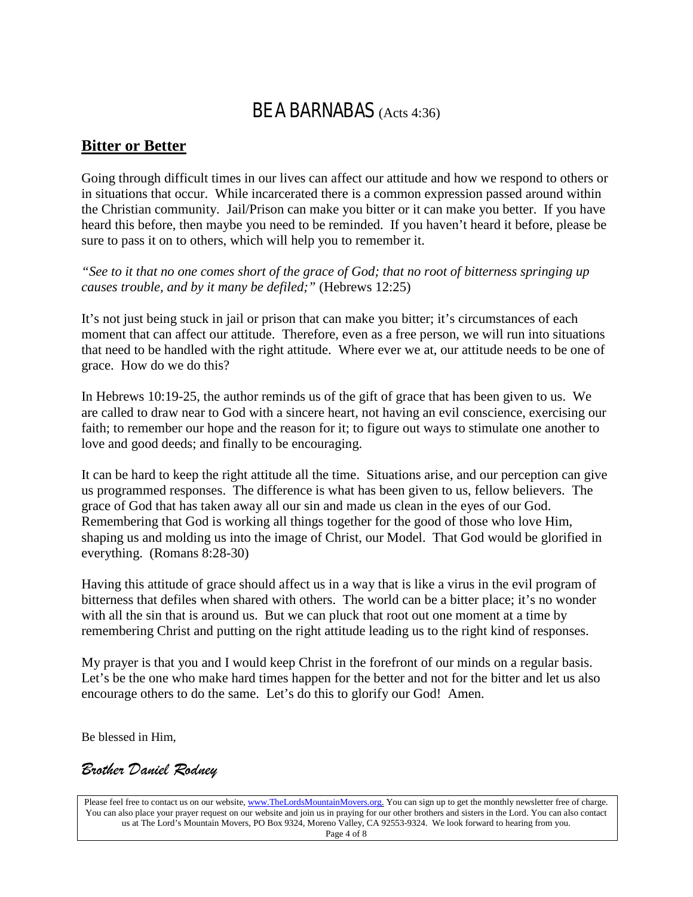# BE A BARNABAS (Acts 4:36)

## Bitter or Better

Going through difficult times in our lives can affect our attitude and how we respond to others or in situations that occur. While incarcerated there is a common expression passed around within the Christian community. Jail/Prison can make you bitter or it can make you better. If you have heard this before, then maybe you need to be reminded. If you haven't heard it before, please be sure to pass it on to others, which will help you to remember it.

*"See to it that no one comes short of the grace of God; that no root of bitterness springing up causes trouble, and by it many be defiled;"* (Hebrews 12:25)

It's not just being stuck in jail or prison that can make you bitter; it's circumstances of each moment that can affect our attitude. Therefore, even as a free person, we will run into situations that need to be handled with the right attitude. Where ever we at, our attitude needs to be one of grace. How do we do this?

In Hebrews 10:19-25, the author reminds us of the gift of grace that has been given to us. We are called to draw near to God with a sincere heart, not having an evil conscience, exercising our faith; to remember our hope and the reason for it; to figure out ways to stimulate one another to love and good deeds; and finally to be encouraging.

It can be hard to keep the right attitude all the time. Situations arise, and our perception can give us programmed responses. The difference is what has been given to us, fellow believers. The grace of God that has taken away all our sin and made us clean in the eyes of our God. Remembering that God is working all things together for the good of those who love Him, shaping us and molding us into the image of Christ, our Model. That God would be glorified in everything. (Romans 8:28-30)

Having this attitude of grace should affect us in a way that is like a virus in the evil program of bitterness that defiles when shared with others. The world can be a bitter place; it's no wonder with all the sin that is around us. But we can pluck that root out one moment at a time by remembering Christ and putting on the right attitude leading us to the right kind of responses.

My prayer is that you and I would keep Christ in the forefront of our minds on a regular basis. Let's be the one who make hard times happen for the better and not for the bitter and let us also encourage others to do the same. Let's do this to glorify our God! Amen.

Be blessed in Him,

*Brother Daniel Rodney*

Please feel free to contact us on our website, www.TheLordsMountainMovers.org. You can sign up to get the monthly newsletter free of charge. You can also place your prayer request on our website and join us in praying for our other brothers and sisters in the Lord. You can also contact us at The Lord's Mountain Movers, PO Box 9324, Moreno Valley, CA 92553-9324. We look forward to hearing from you.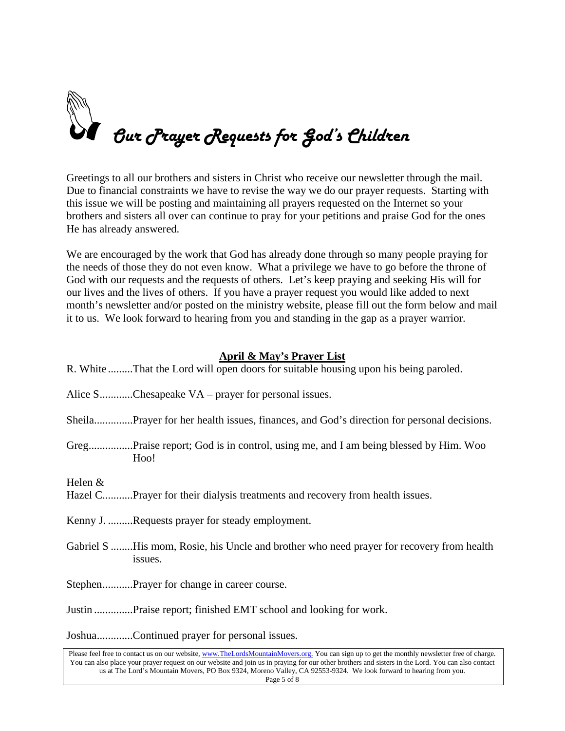# Our Prayer Requests for God's Children

Greetings to all our brothers and sisters in Christ who receive our newsletter through the mail. Due to financial constraints we have to revise the way we do our prayer requests. Starting with this issue we will be posting and maintaining all prayers requested on the Internet so your brothers and sisters all over can continue to pray for your petitions and praise God for the ones He has already answered.

We are encouraged by the work that God has already done through so many people praying for the needs of those they do not even know. What a privilege we have to go before the throne of God with our requests and the requests of others. Let's keep praying and seeking His will for our lives and the lives of others. If you have a prayer request you would like added to next month's newsletter and/or posted on the ministry website, please fill out the form below and mail it to us. We look forward to hearing from you and standing in the gap as a prayer warrior.

## April & May's Prayer List

R. White .........That the Lord will open doors for suitable housing upon his being paroled.

Alice S............Chesapeake VA – prayer for personal issues.

Sheila..............Prayer for her health issues, finances, and God's direction for personal decisions.

Greg................Praise report; God is in control, using me, and I am being blessed by Him. Woo Hoo!

Helen &
Hazel C...........Prayer for their dialysis treatments and recovery from health issues.

Kenny J. .........Requests prayer for steady employment.

Gabriel S ........His mom, Rosie, his Uncle and brother who need prayer for recovery from health issues.

Stephen...........Prayer for change in career course.

Justin ..............Praise report; finished EMT school and looking for work.

Joshua.............Continued prayer for personal issues.

Please feel free to contact us on our website, www.TheLordsMountainMovers.org. You can sign up to get the monthly newsletter free of charge. You can also place your prayer request on our website and join us in praying for our other brothers and sisters in the Lord. You can also contact us at The Lord's Mountain Movers, PO Box 9324, Moreno Valley, CA 92553-9324. We look forward to hearing from you.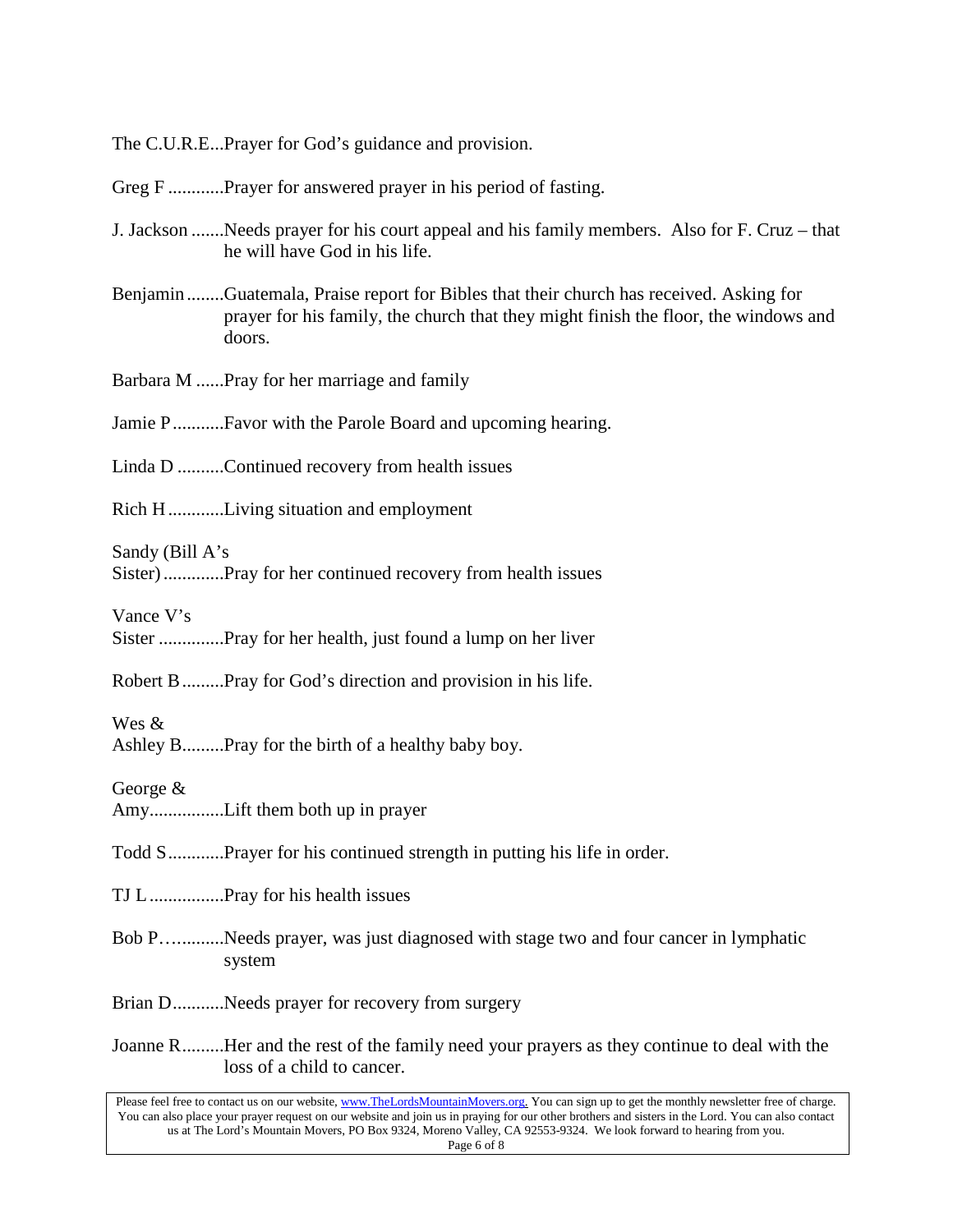The C.U.R.E...Prayer for God's guidance and provision.

Greg F ............Prayer for answered prayer in his period of fasting.

J. Jackson .......Needs prayer for his court appeal and his family members. Also for F. Cruz – that he will have God in his life.

Benjamin ........Guatemala, Praise report for Bibles that their church has received. Asking for prayer for his family, the church that they might finish the floor, the windows and doors.

Barbara M ......Pray for her marriage and family

Jamie P ...........Favor with the Parole Board and upcoming hearing.

Linda D ..........Continued recovery from health issues

Rich H ............Living situation and employment

Sandy (Bill A's Sister) .............Pray for her continued recovery from health issues

Vance V's Sister ..............Pray for her health, just found a lump on her liver

Robert B .........Pray for God's direction and provision in his life.

Wes & Ashley B.........Pray for the birth of a healthy baby boy.

George & Amy................Lift them both up in prayer

Todd S ............Prayer for his continued strength in putting his life in order.

TJ L ................Pray for his health issues

Bob P…..........Needs prayer, was just diagnosed with stage two and four cancer in lymphatic system

Brian D...........Needs prayer for recovery from surgery

Joanne R.........Her and the rest of the family need your prayers as they continue to deal with the loss of a child to cancer.

Please feel free to contact us on our website, www.TheLordsMountainMovers.org. You can sign up to get the monthly newsletter free of charge. You can also place your prayer request on our website and join us in praying for our other brothers and sisters in the Lord. You can also contact us at The Lord's Mountain Movers, PO Box 9324, Moreno Valley, CA 92553-9324. We look forward to hearing from you.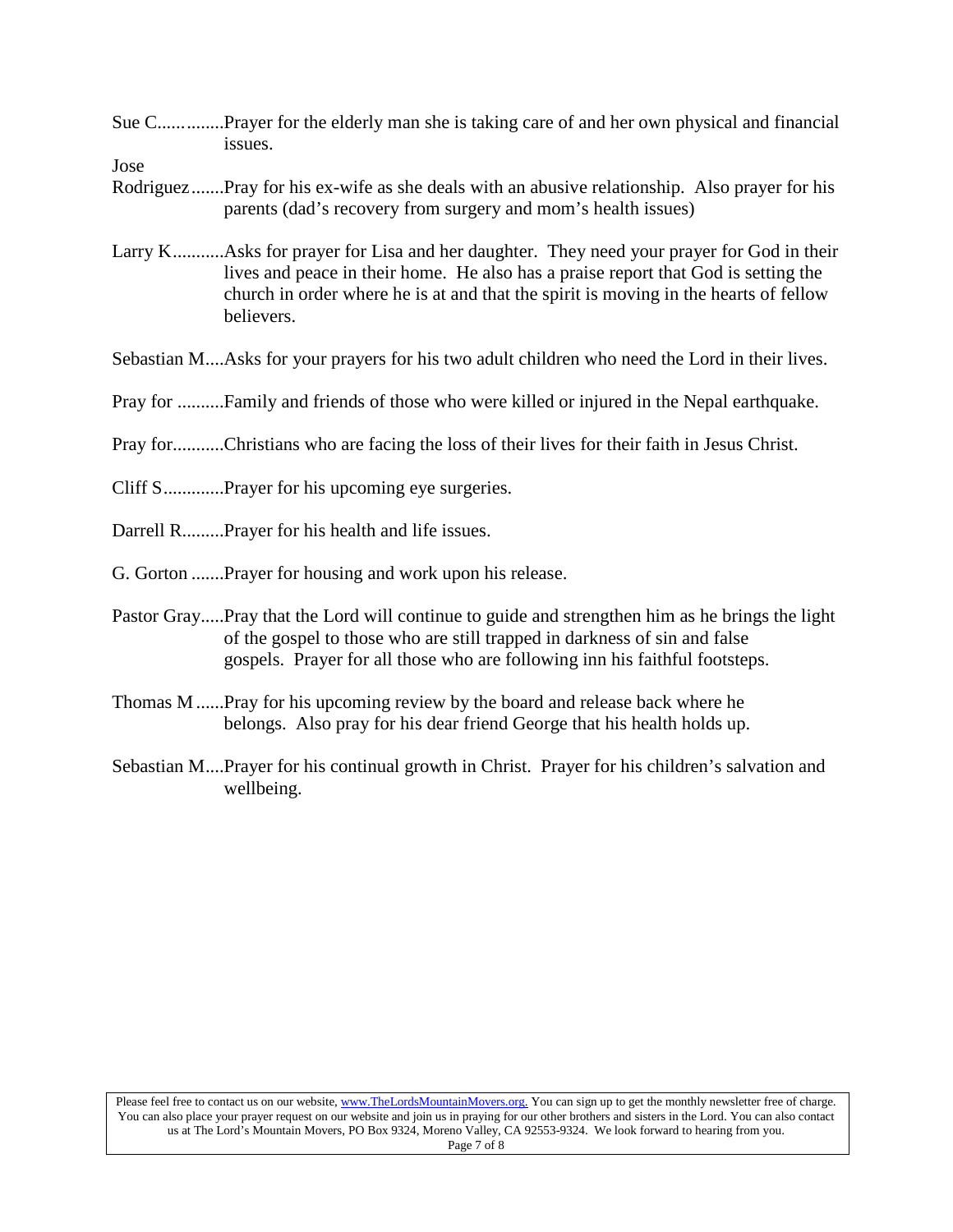Sue C..............Prayer for the elderly man she is taking care of and her own physical and financial issues.

Jose Rodriguez.......Pray for his ex-wife as she deals with an abusive relationship. Also prayer for his parents (dad's recovery from surgery and mom's health issues)

Larry K...........Asks for prayer for Lisa and her daughter. They need your prayer for God in their lives and peace in their home. He also has a praise report that God is setting the church in order where he is at and that the spirit is moving in the hearts of fellow believers.

Sebastian M....Asks for your prayers for his two adult children who need the Lord in their lives.

Pray for ..........Family and friends of those who were killed or injured in the Nepal earthquake.

Pray for...........Christians who are facing the loss of their lives for their faith in Jesus Christ.

Cliff S.............Prayer for his upcoming eye surgeries.

Darrell R.........Prayer for his health and life issues.

G. Gorton .......Prayer for housing and work upon his release.

Pastor Gray.....Pray that the Lord will continue to guide and strengthen him as he brings the light of the gospel to those who are still trapped in darkness of sin and false gospels. Prayer for all those who are following inn his faithful footsteps.

Thomas M ......Pray for his upcoming review by the board and release back where he belongs. Also pray for his dear friend George that his health holds up.

Sebastian M....Prayer for his continual growth in Christ. Prayer for his children's salvation and wellbeing.

Please feel free to contact us on our website, www.TheLordsMountainMovers.org. You can sign up to get the monthly newsletter free of charge. You can also place your prayer request on our website and join us in praying for our other brothers and sisters in the Lord. You can also contact us at The Lord's Mountain Movers, PO Box 9324, Moreno Valley, CA 92553-9324. We look forward to hearing from you.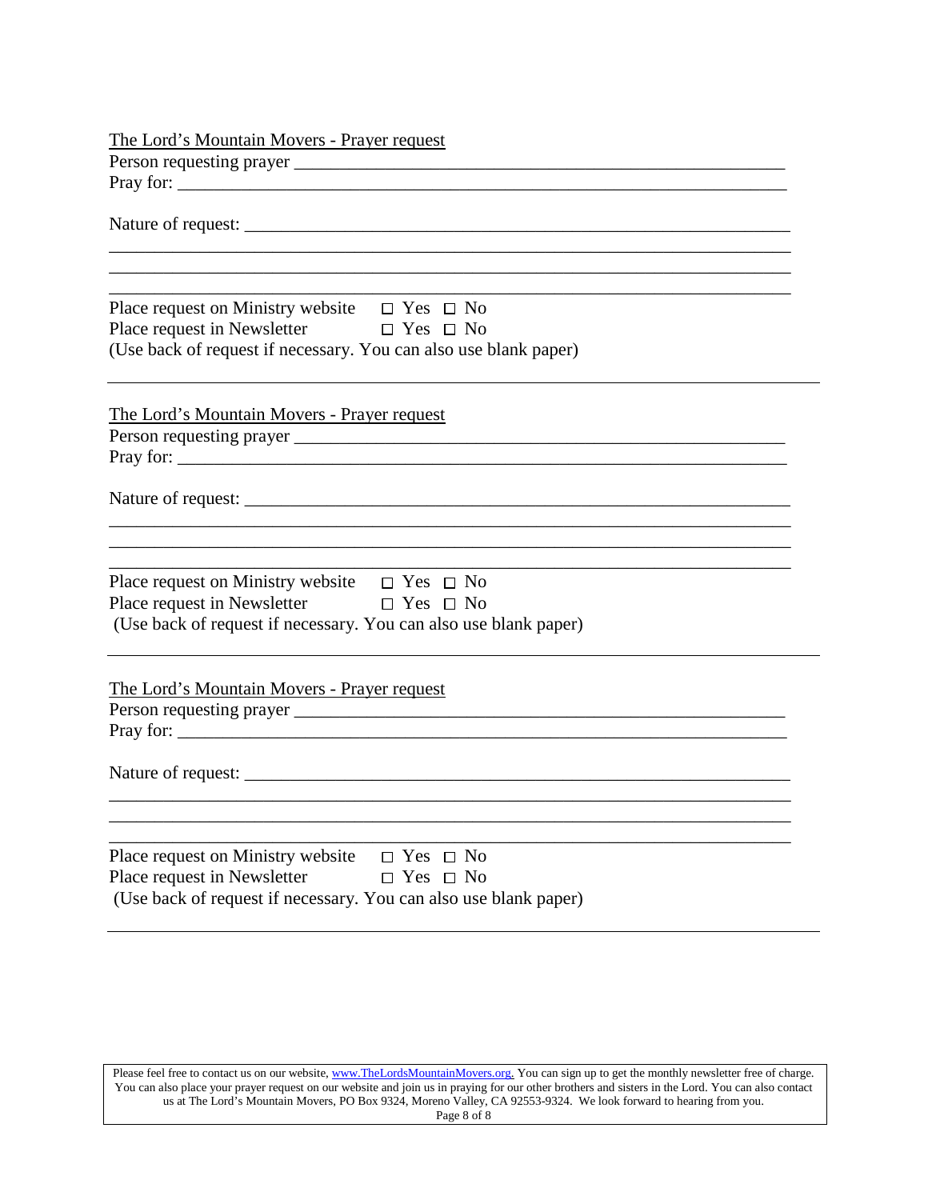The Lord's Mountain Movers - Prayer request

Person requesting prayer ________________________________________________________

Pray for: ______________________________________________________________

Nature of request: ________________________________________________________

___________________________________________________________________________

___________________________________________________________________________

___________________________________________________________________________

Place request on Ministry website □ Yes □ No

Place request in Newsletter □ Yes □ No

(Use back of request if necessary. You can also use blank paper)

---

The Lord's Mountain Movers - Prayer request

Person requesting prayer ________________________________________________________

Pray for: ______________________________________________________________

Nature of request: ________________________________________________________

___________________________________________________________________________

___________________________________________________________________________

___________________________________________________________________________

Place request on Ministry website □ Yes □ No

Place request in Newsletter □ Yes □ No

(Use back of request if necessary. You can also use blank paper)

---

The Lord's Mountain Movers - Prayer request

Person requesting prayer ________________________________________________________

Pray for: ______________________________________________________________

Nature of request: ________________________________________________________

___________________________________________________________________________

___________________________________________________________________________

___________________________________________________________________________

Place request on Ministry website □ Yes □ No

Place request in Newsletter □ Yes □ No

(Use back of request if necessary. You can also use blank paper)

---

Please feel free to contact us on our website, www.TheLordsMountainMovers.org. You can sign up to get the monthly newsletter free of charge. You can also place your prayer request on our website and join us in praying for our other brothers and sisters in the Lord. You can also contact us at The Lord's Mountain Movers, PO Box 9324, Moreno Valley, CA 92553-9324. We look forward to hearing from you.